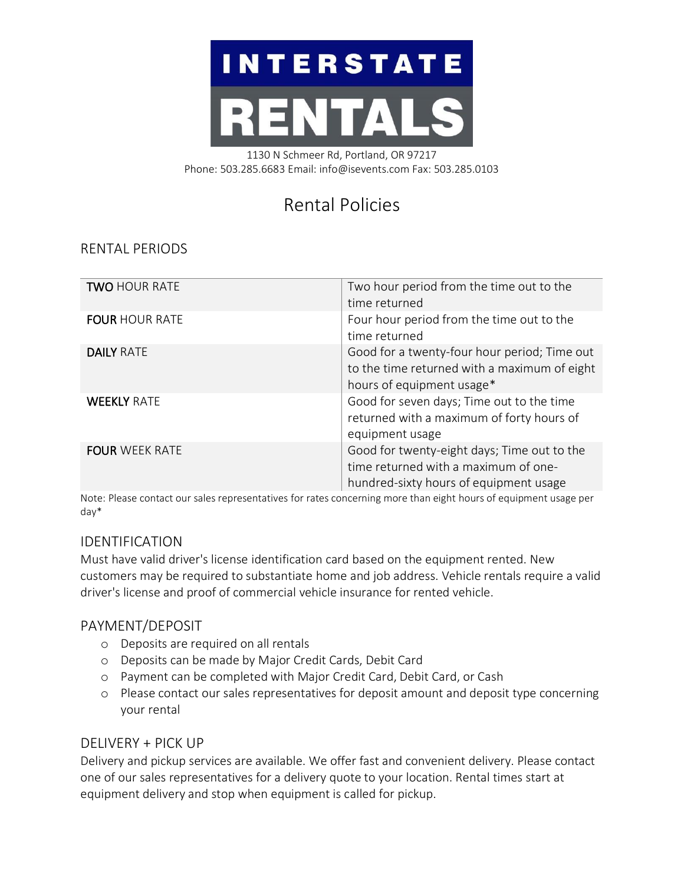# INTERSTATE RENTALS

1130 N Schmeer Rd, Portland, OR 97217
Phone: 503.285.6683 Email: info@isevents.com Fax: 503.285.0103

# Rental Policies

## RENTAL PERIODS

| | |
|---|---|
| **TWO** HOUR RATE | Two hour period from the time out to the time returned |
| **FOUR** HOUR RATE | Four hour period from the time out to the time returned |
| **DAILY** RATE | Good for a twenty-four hour period; Time out to the time returned with a maximum of eight hours of equipment usage* |
| **WEEKLY** RATE | Good for seven days; Time out to the time returned with a maximum of forty hours of equipment usage |
| **FOUR** WEEK RATE | Good for twenty-eight days; Time out to the time returned with a maximum of one-hundred-sixty hours of equipment usage |

Note: Please contact our sales representatives for rates concerning more than eight hours of equipment usage per day*

## IDENTIFICATION

Must have valid driver's license identification card based on the equipment rented. New customers may be required to substantiate home and job address. Vehicle rentals require a valid driver's license and proof of commercial vehicle insurance for rented vehicle.

## PAYMENT/DEPOSIT

- Deposits are required on all rentals
- Deposits can be made by Major Credit Cards, Debit Card
- Payment can be completed with Major Credit Card, Debit Card, or Cash
- Please contact our sales representatives for deposit amount and deposit type concerning your rental

## DELIVERY + PICK UP

Delivery and pickup services are available. We offer fast and convenient delivery. Please contact one of our sales representatives for a delivery quote to your location. Rental times start at equipment delivery and stop when equipment is called for pickup.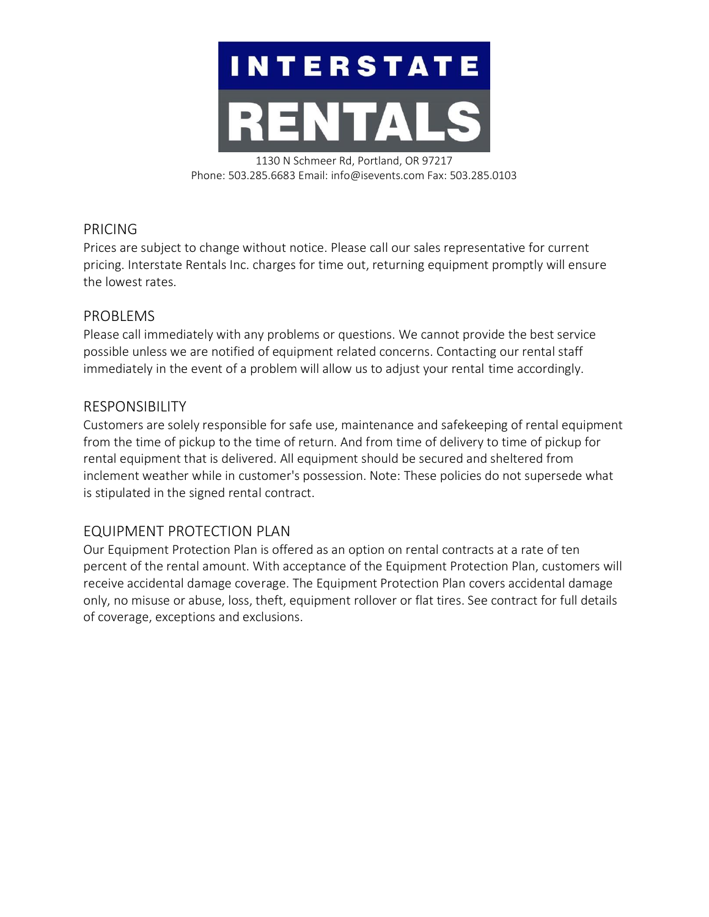# INTERSTATE RENTALS

1130 N Schmeer Rd, Portland, OR 97217
Phone: 503.285.6683 Email: info@isevents.com Fax: 503.285.0103

## PRICING

Prices are subject to change without notice. Please call our sales representative for current pricing. Interstate Rentals Inc. charges for time out, returning equipment promptly will ensure the lowest rates.

## PROBLEMS

Please call immediately with any problems or questions. We cannot provide the best service possible unless we are notified of equipment related concerns. Contacting our rental staff immediately in the event of a problem will allow us to adjust your rental time accordingly.

## RESPONSIBILITY

Customers are solely responsible for safe use, maintenance and safekeeping of rental equipment from the time of pickup to the time of return. And from time of delivery to time of pickup for rental equipment that is delivered. All equipment should be secured and sheltered from inclement weather while in customer's possession. Note: These policies do not supersede what is stipulated in the signed rental contract.

## EQUIPMENT PROTECTION PLAN

Our Equipment Protection Plan is offered as an option on rental contracts at a rate of ten percent of the rental amount. With acceptance of the Equipment Protection Plan, customers will receive accidental damage coverage. The Equipment Protection Plan covers accidental damage only, no misuse or abuse, loss, theft, equipment rollover or flat tires. See contract for full details of coverage, exceptions and exclusions.